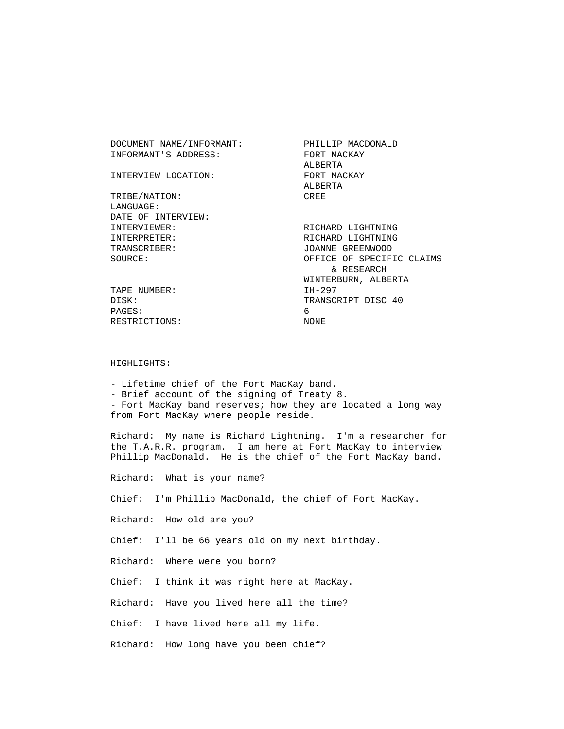| | |
|---|---|
| DOCUMENT NAME/INFORMANT: | PHILLIP MACDONALD |
| INFORMANT'S ADDRESS: | FORT MACKAY ALBERTA |
| INTERVIEW LOCATION: | FORT MACKAY ALBERTA |
| TRIBE/NATION: | CREE |
| LANGUAGE: | |
| DATE OF INTERVIEW: | |
| INTERVIEWER: | RICHARD LIGHTNING |
| INTERPRETER: | RICHARD LIGHTNING |
| TRANSCRIBER: | JOANNE GREENWOOD |
| SOURCE: | OFFICE OF SPECIFIC CLAIMS & RESEARCH WINTERBURN, ALBERTA |
| TAPE NUMBER: | IH-297 |
| DISK: | TRANSCRIPT DISC 40 |
| PAGES: | 6 |
| RESTRICTIONS: | NONE |

HIGHLIGHTS:

- Lifetime chief of the Fort MacKay band.
- Brief account of the signing of Treaty 8.
- Fort MacKay band reserves; how they are located a long way from Fort MacKay where people reside.

Richard: My name is Richard Lightning. I'm a researcher for the T.A.R.R. program. I am here at Fort MacKay to interview Phillip MacDonald. He is the chief of the Fort MacKay band.

Richard: What is your name?

Chief: I'm Phillip MacDonald, the chief of Fort MacKay.

Richard: How old are you?

Chief: I'll be 66 years old on my next birthday.

Richard: Where were you born?

Chief: I think it was right here at MacKay.

Richard: Have you lived here all the time?

Chief: I have lived here all my life.

Richard: How long have you been chief?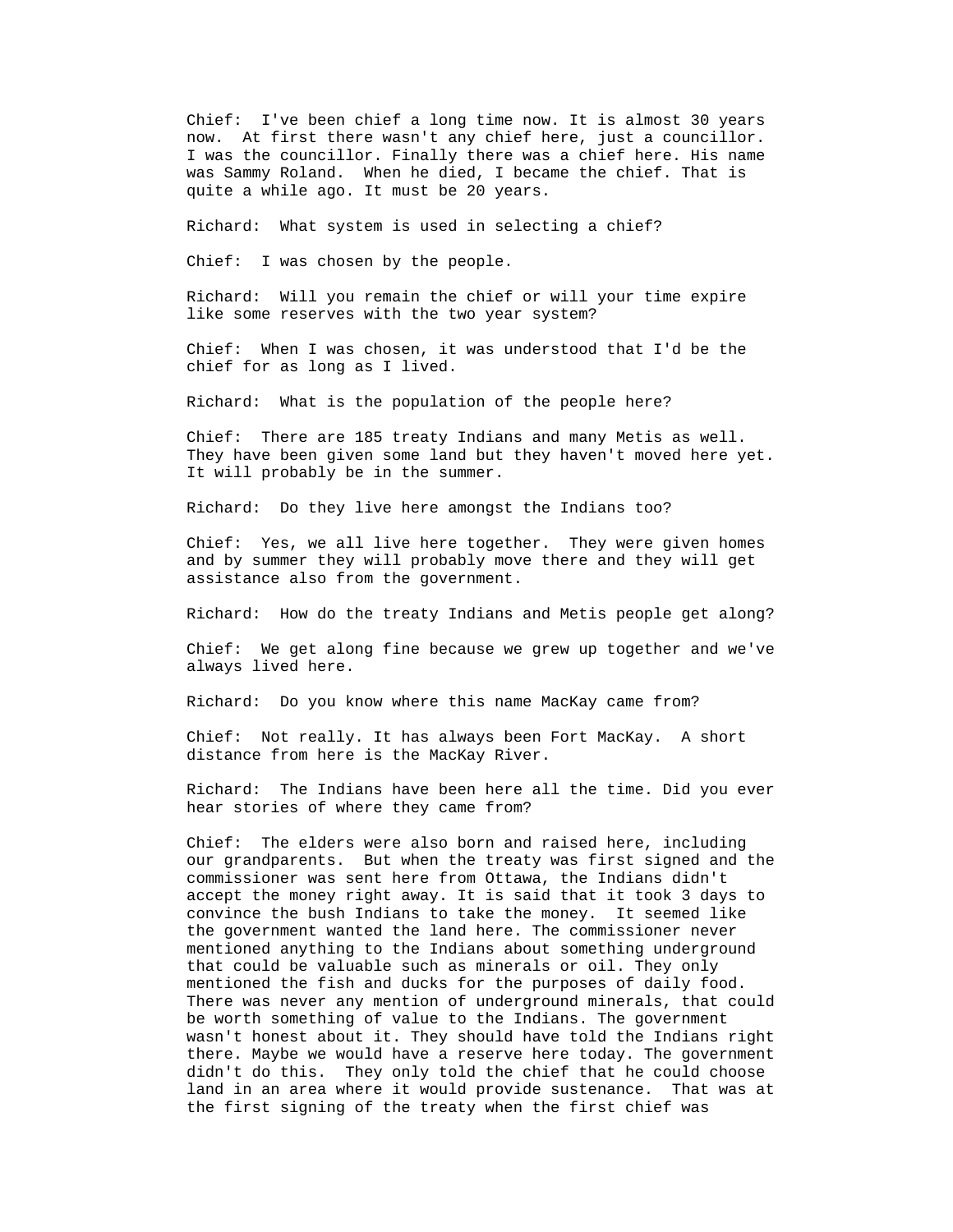Chief: I've been chief a long time now. It is almost 30 years now. At first there wasn't any chief here, just a councillor. I was the councillor. Finally there was a chief here. His name was Sammy Roland. When he died, I became the chief. That is quite a while ago. It must be 20 years.

Richard: What system is used in selecting a chief?

Chief: I was chosen by the people.

Richard: Will you remain the chief or will your time expire like some reserves with the two year system?

Chief: When I was chosen, it was understood that I'd be the chief for as long as I lived.

Richard: What is the population of the people here?

Chief: There are 185 treaty Indians and many Metis as well. They have been given some land but they haven't moved here yet. It will probably be in the summer.

Richard: Do they live here amongst the Indians too?

Chief: Yes, we all live here together. They were given homes and by summer they will probably move there and they will get assistance also from the government.

Richard: How do the treaty Indians and Metis people get along?

Chief: We get along fine because we grew up together and we've always lived here.

Richard: Do you know where this name MacKay came from?

Chief: Not really. It has always been Fort MacKay. A short distance from here is the MacKay River.

Richard: The Indians have been here all the time. Did you ever hear stories of where they came from?

Chief: The elders were also born and raised here, including our grandparents. But when the treaty was first signed and the commissioner was sent here from Ottawa, the Indians didn't accept the money right away. It is said that it took 3 days to convince the bush Indians to take the money. It seemed like the government wanted the land here. The commissioner never mentioned anything to the Indians about something underground that could be valuable such as minerals or oil. They only mentioned the fish and ducks for the purposes of daily food. There was never any mention of underground minerals, that could be worth something of value to the Indians. The government wasn't honest about it. They should have told the Indians right there. Maybe we would have a reserve here today. The government didn't do this. They only told the chief that he could choose land in an area where it would provide sustenance. That was at the first signing of the treaty when the first chief was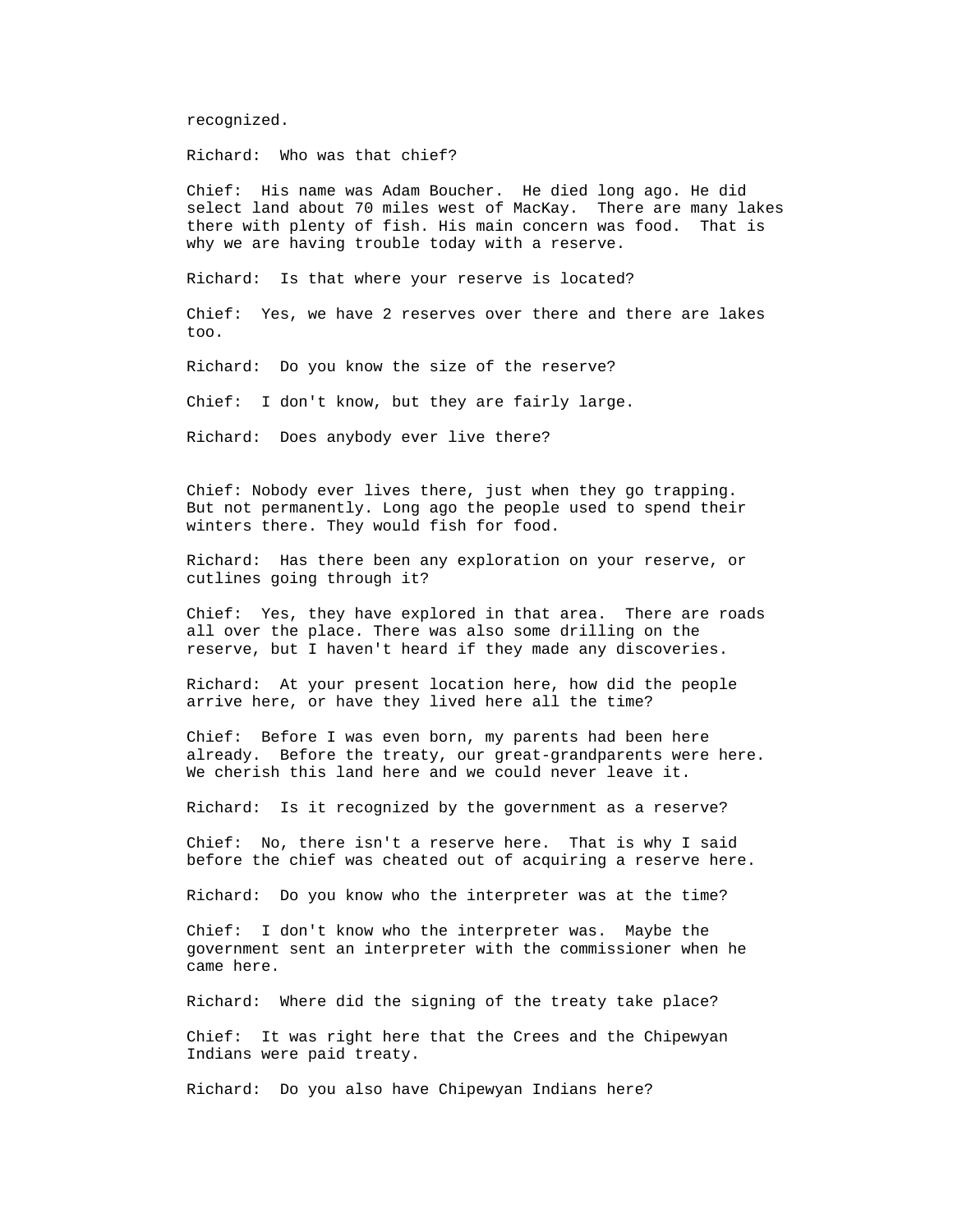recognized.

Richard: Who was that chief?

Chief: His name was Adam Boucher. He died long ago. He did select land about 70 miles west of MacKay. There are many lakes there with plenty of fish. His main concern was food. That is why we are having trouble today with a reserve.

Richard: Is that where your reserve is located?

Chief: Yes, we have 2 reserves over there and there are lakes too.

Richard: Do you know the size of the reserve?

Chief: I don't know, but they are fairly large.

Richard: Does anybody ever live there?

Chief: Nobody ever lives there, just when they go trapping. But not permanently. Long ago the people used to spend their winters there. They would fish for food.

Richard: Has there been any exploration on your reserve, or cutlines going through it?

Chief: Yes, they have explored in that area. There are roads all over the place. There was also some drilling on the reserve, but I haven't heard if they made any discoveries.

Richard: At your present location here, how did the people arrive here, or have they lived here all the time?

Chief: Before I was even born, my parents had been here already. Before the treaty, our great-grandparents were here. We cherish this land here and we could never leave it.

Richard: Is it recognized by the government as a reserve?

Chief: No, there isn't a reserve here. That is why I said before the chief was cheated out of acquiring a reserve here.

Richard: Do you know who the interpreter was at the time?

Chief: I don't know who the interpreter was. Maybe the government sent an interpreter with the commissioner when he came here.

Richard: Where did the signing of the treaty take place?

Chief: It was right here that the Crees and the Chipewyan Indians were paid treaty.

Richard: Do you also have Chipewyan Indians here?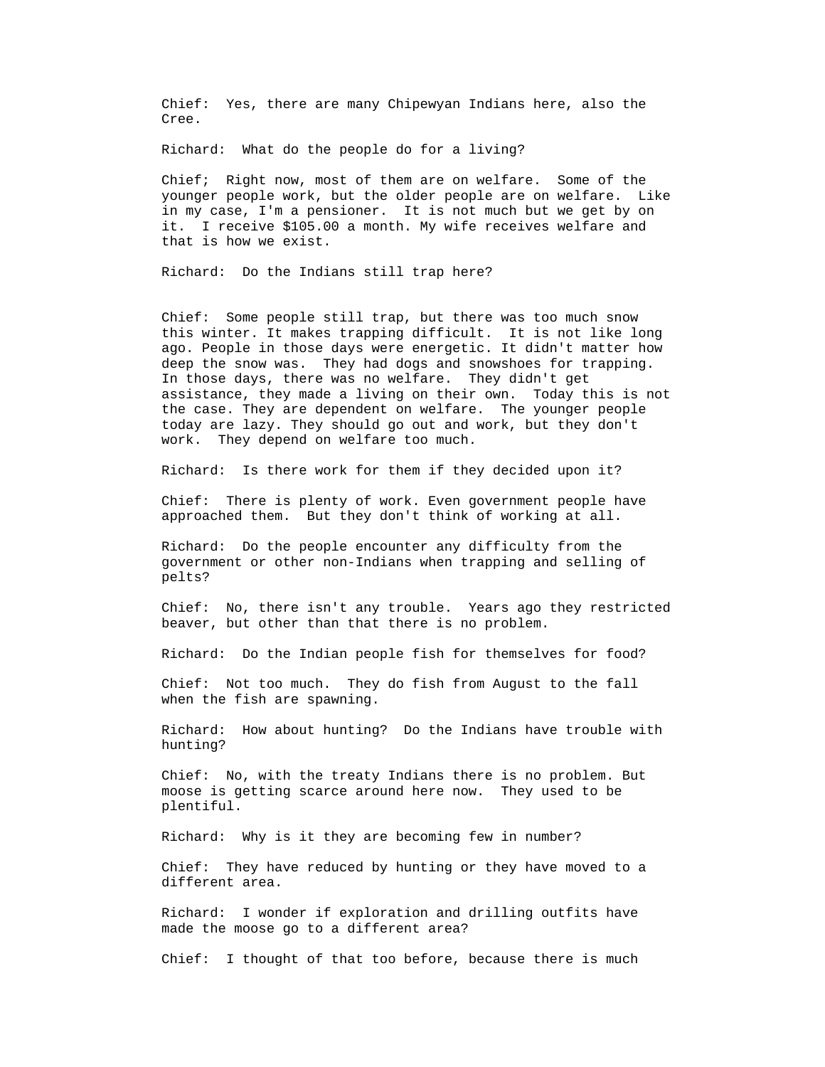Chief: Yes, there are many Chipewyan Indians here, also the Cree.

Richard: What do the people do for a living?

Chief; Right now, most of them are on welfare. Some of the younger people work, but the older people are on welfare. Like in my case, I'm a pensioner. It is not much but we get by on it. I receive $105.00 a month. My wife receives welfare and that is how we exist.

Richard: Do the Indians still trap here?

Chief: Some people still trap, but there was too much snow this winter. It makes trapping difficult. It is not like long ago. People in those days were energetic. It didn't matter how deep the snow was. They had dogs and snowshoes for trapping. In those days, there was no welfare. They didn't get assistance, they made a living on their own. Today this is not the case. They are dependent on welfare. The younger people today are lazy. They should go out and work, but they don't work. They depend on welfare too much.

Richard: Is there work for them if they decided upon it?

Chief: There is plenty of work. Even government people have approached them. But they don't think of working at all.

Richard: Do the people encounter any difficulty from the government or other non-Indians when trapping and selling of pelts?

Chief: No, there isn't any trouble. Years ago they restricted beaver, but other than that there is no problem.

Richard: Do the Indian people fish for themselves for food?

Chief: Not too much. They do fish from August to the fall when the fish are spawning.

Richard: How about hunting? Do the Indians have trouble with hunting?

Chief: No, with the treaty Indians there is no problem. But moose is getting scarce around here now. They used to be plentiful.

Richard: Why is it they are becoming few in number?

Chief: They have reduced by hunting or they have moved to a different area.

Richard: I wonder if exploration and drilling outfits have made the moose go to a different area?

Chief: I thought of that too before, because there is much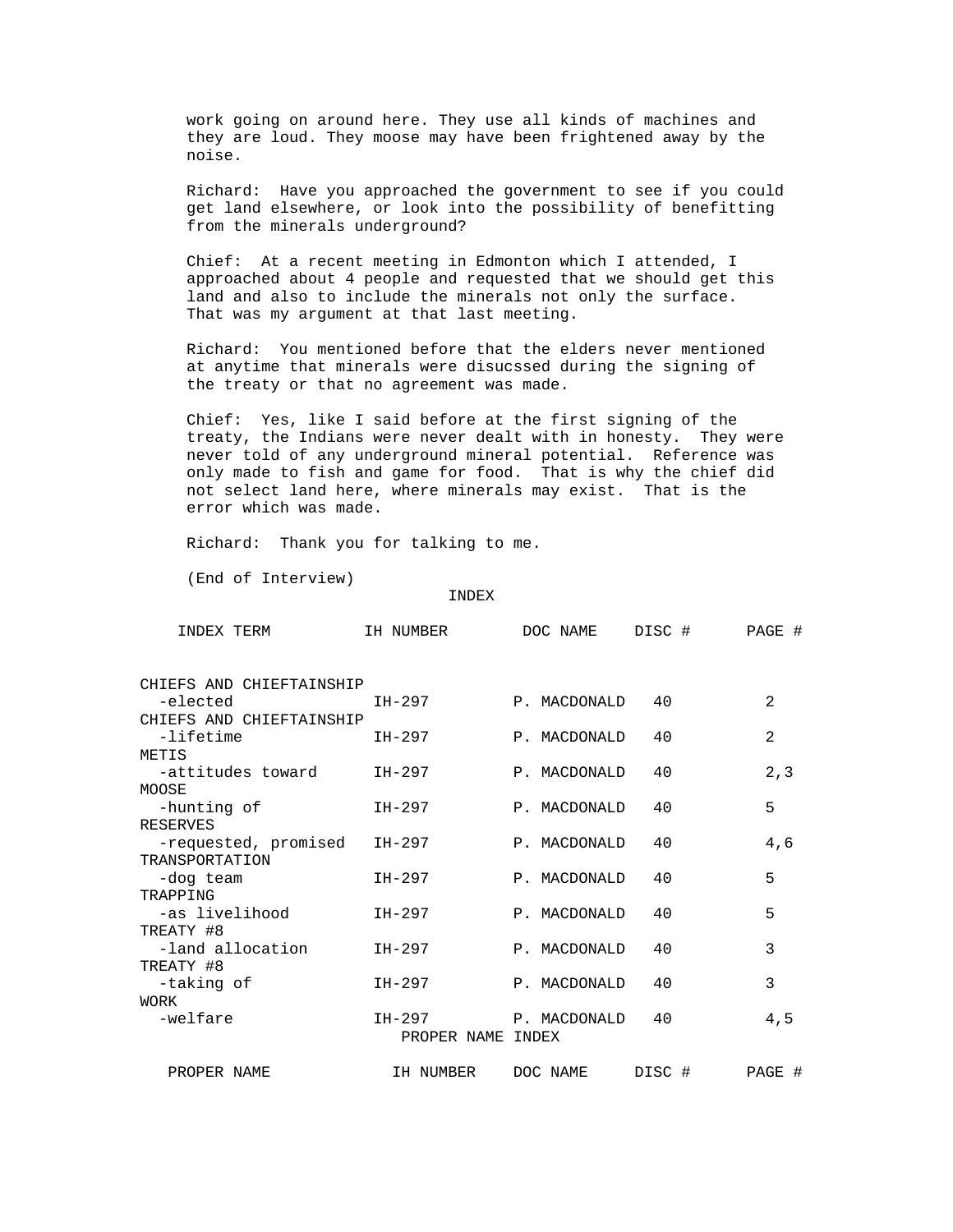work going on around here. They use all kinds of machines and they are loud. They moose may have been frightened away by the noise.

Richard: Have you approached the government to see if you could get land elsewhere, or look into the possibility of benefitting from the minerals underground?

Chief: At a recent meeting in Edmonton which I attended, I approached about 4 people and requested that we should get this land and also to include the minerals not only the surface. That was my argument at that last meeting.

Richard: You mentioned before that the elders never mentioned at anytime that minerals were disucssed during the signing of the treaty or that no agreement was made.

Chief: Yes, like I said before at the first signing of the treaty, the Indians were never dealt with in honesty. They were never told of any underground mineral potential. Reference was only made to fish and game for food. That is why the chief did not select land here, where minerals may exist. That is the error which was made.

Richard: Thank you for talking to me.

(End of Interview)

## INDEX

| INDEX TERM | IH NUMBER | DOC NAME | DISC # | PAGE # |
|---|---|---|---|---|
| CHIEFS AND CHIEFTAINSHIP -elected | IH-297 | P. MACDONALD | 40 | 2 |
| CHIEFS AND CHIEFTAINSHIP -lifetime | IH-297 | P. MACDONALD | 40 | 2 |
| METIS -attitudes toward | IH-297 | P. MACDONALD | 40 | 2,3 |
| MOOSE -hunting of | IH-297 | P. MACDONALD | 40 | 5 |
| RESERVES -requested, promised | IH-297 | P. MACDONALD | 40 | 4,6 |
| TRANSPORTATION -dog team | IH-297 | P. MACDONALD | 40 | 5 |
| TRAPPING -as livelihood | IH-297 | P. MACDONALD | 40 | 5 |
| TREATY #8 -land allocation | IH-297 | P. MACDONALD | 40 | 3 |
| TREATY #8 -taking of | IH-297 | P. MACDONALD | 40 | 3 |
| WORK -welfare | IH-297 | P. MACDONALD | 40 | 4,5 |

## PROPER NAME INDEX

| PROPER NAME | IH NUMBER | DOC NAME | DISC # | PAGE # |
|---|---|---|---|---|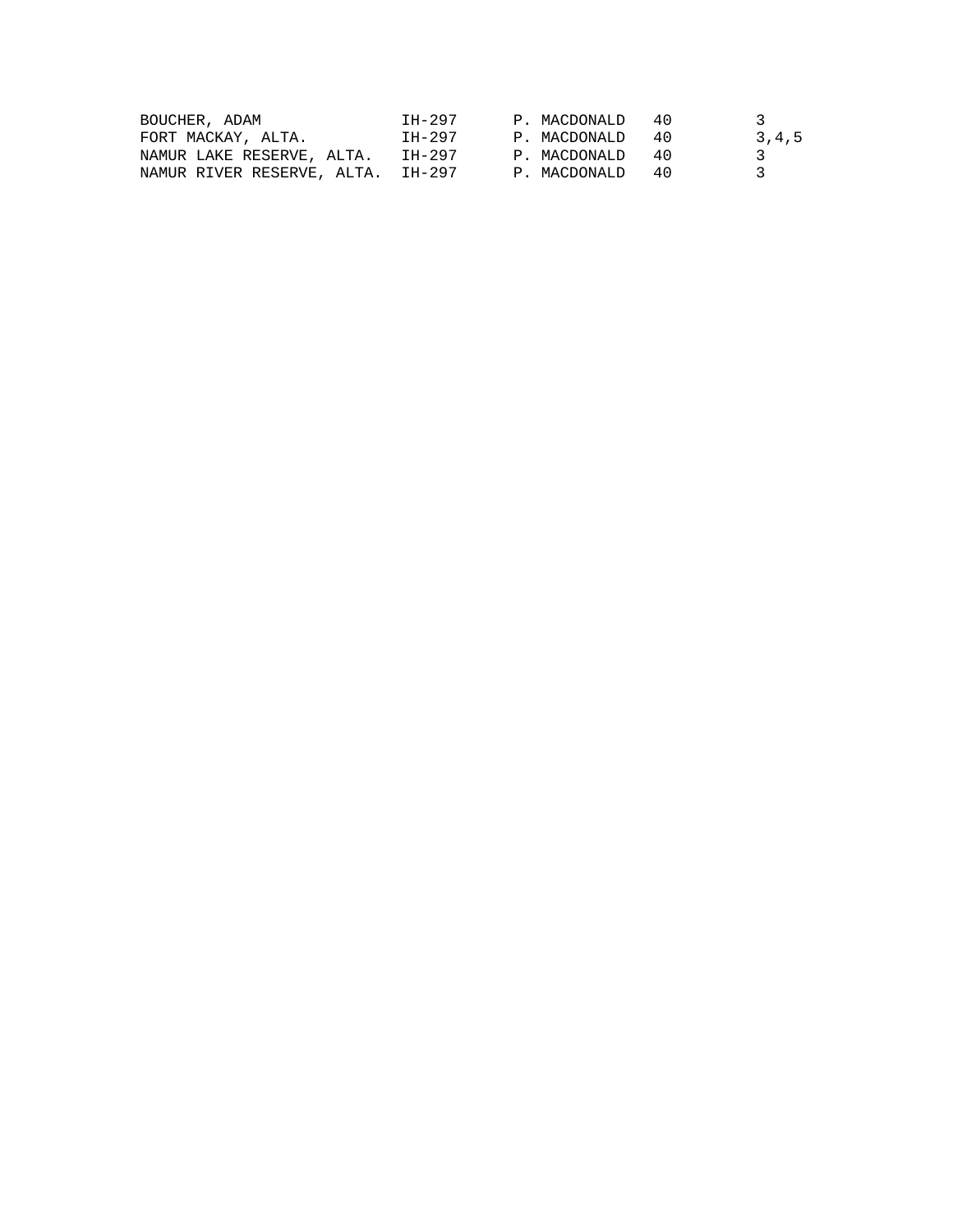| | | | | |
|---|---|---|---|---|
| BOUCHER, ADAM | IH-297 | P. MACDONALD | 40 | 3 |
| FORT MACKAY, ALTA. | IH-297 | P. MACDONALD | 40 | 3,4,5 |
| NAMUR LAKE RESERVE, ALTA. | IH-297 | P. MACDONALD | 40 | 3 |
| NAMUR RIVER RESERVE, ALTA. | IH-297 | P. MACDONALD | 40 | 3 |